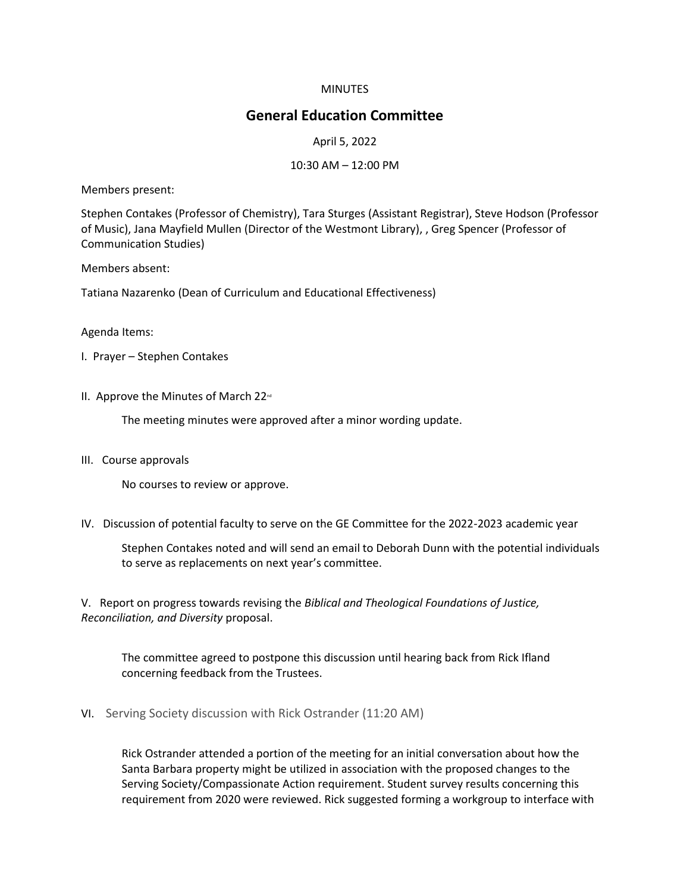MINUTES

# General Education Committee

April 5, 2022

10:30 AM – 12:00 PM

Members present:

Stephen Contakes (Professor of Chemistry), Tara Sturges (Assistant Registrar), Steve Hodson (Professor of Music), Jana Mayfield Mullen (Director of the Westmont Library), , Greg Spencer (Professor of Communication Studies)

Members absent:

Tatiana Nazarenko (Dean of Curriculum and Educational Effectiveness)

Agenda Items:

I. Prayer – Stephen Contakes

II. Approve the Minutes of March 22nd

The meeting minutes were approved after a minor wording update.

III. Course approvals

No courses to review or approve.

IV. Discussion of potential faculty to serve on the GE Committee for the 2022-2023 academic year

Stephen Contakes noted and will send an email to Deborah Dunn with the potential individuals to serve as replacements on next year's committee.

V. Report on progress towards revising the *Biblical and Theological Foundations of Justice, Reconciliation, and Diversity* proposal.

The committee agreed to postpone this discussion until hearing back from Rick Ifland concerning feedback from the Trustees.

VI. Serving Society discussion with Rick Ostrander (11:20 AM)

Rick Ostrander attended a portion of the meeting for an initial conversation about how the Santa Barbara property might be utilized in association with the proposed changes to the Serving Society/Compassionate Action requirement. Student survey results concerning this requirement from 2020 were reviewed. Rick suggested forming a workgroup to interface with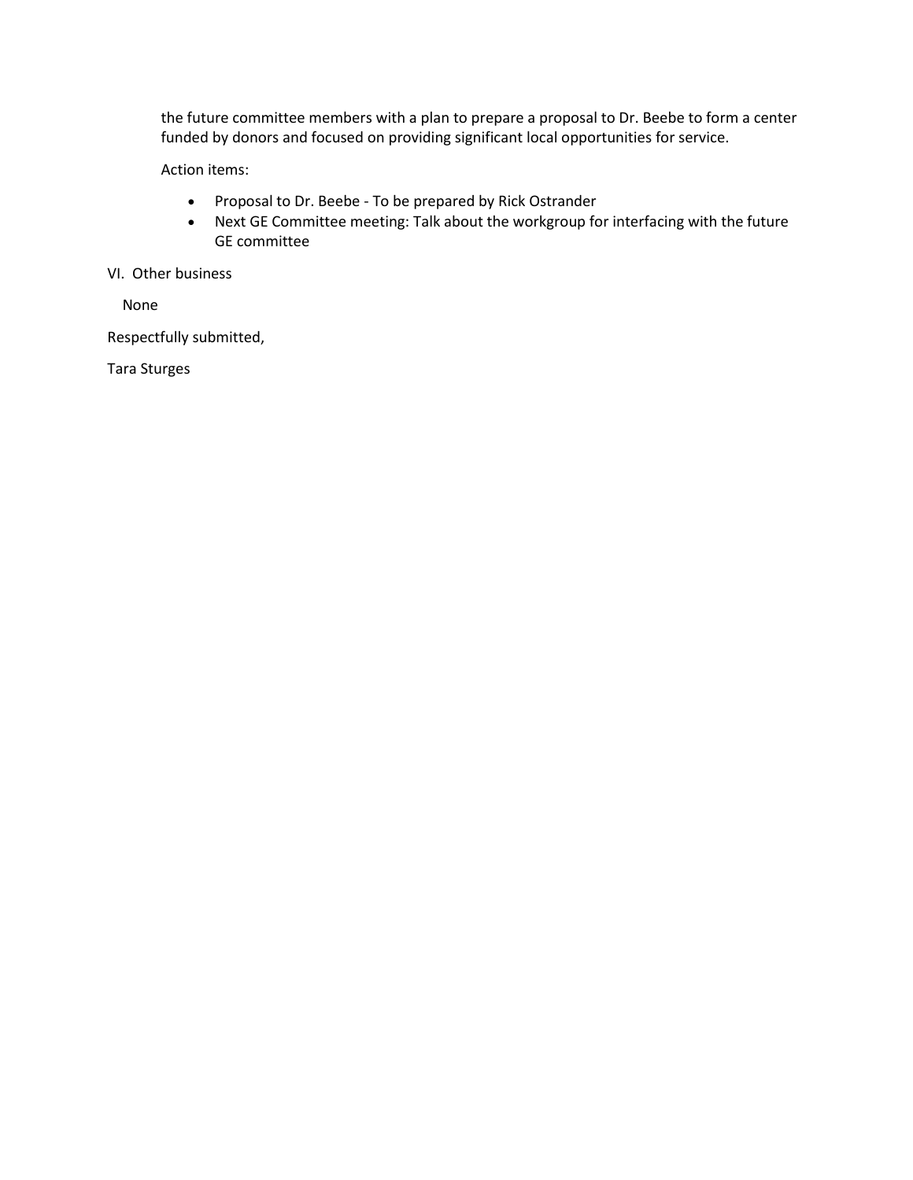the future committee members with a plan to prepare a proposal to Dr. Beebe to form a center funded by donors and focused on providing significant local opportunities for service.

Action items:

- Proposal to Dr. Beebe - To be prepared by Rick Ostrander
- Next GE Committee meeting: Talk about the workgroup for interfacing with the future GE committee

VI. Other business

None

Respectfully submitted,

Tara Sturges